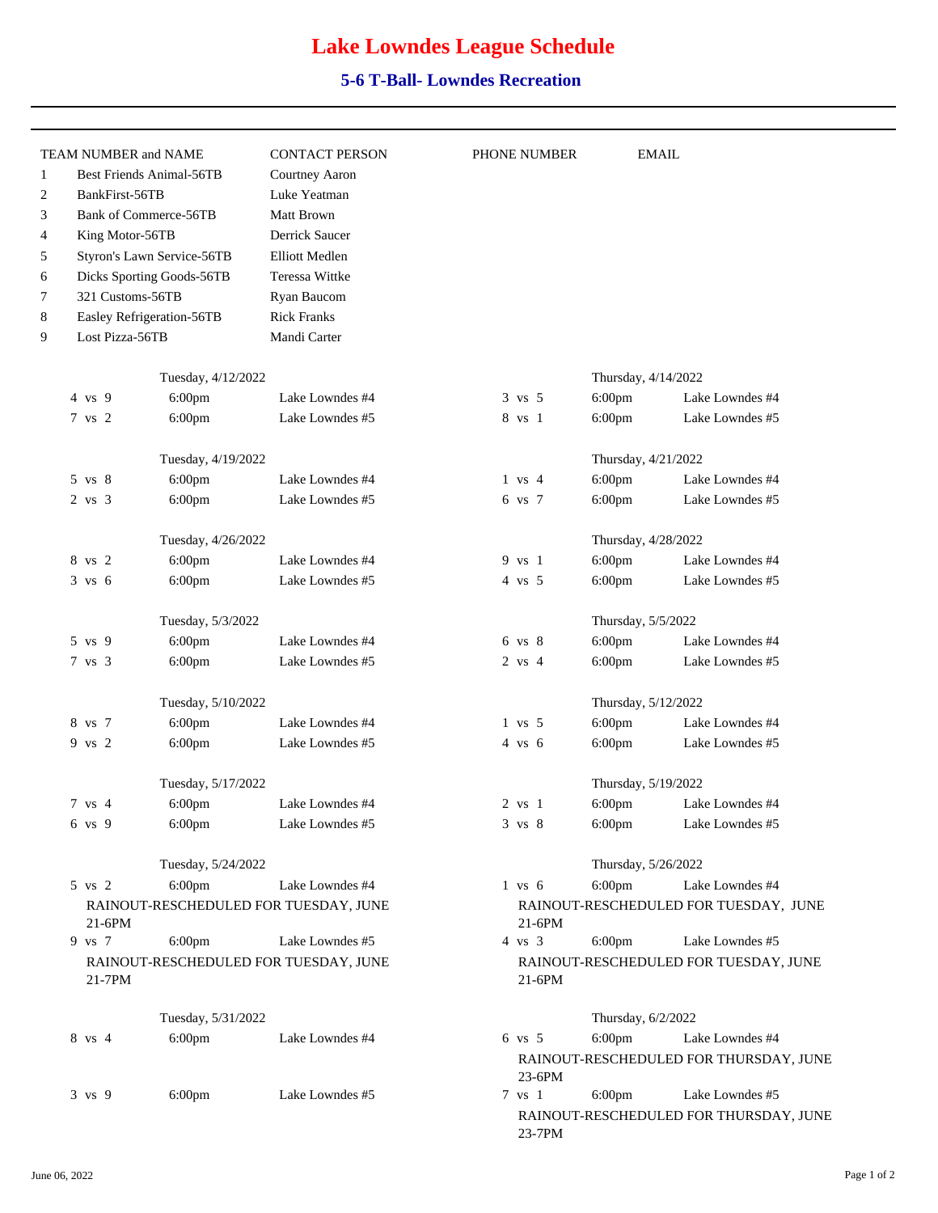# Lake Lowndes League Schedule

## 5-6 T-Ball- Lowndes Recreation

| TEAM NUMBER and NAME | | CONTACT PERSON | PHONE NUMBER | EMAIL |
|---|---|---|---|---|
| 1 | Best Friends Animal-56TB | Courtney Aaron | | |
| 2 | BankFirst-56TB | Luke Yeatman | | |
| 3 | Bank of Commerce-56TB | Matt Brown | | |
| 4 | King Motor-56TB | Derrick Saucer | | |
| 5 | Styron's Lawn Service-56TB | Elliott Medlen | | |
| 6 | Dicks Sporting Goods-56TB | Teressa Wittke | | |
| 7 | 321 Customs-56TB | Ryan Baucom | | |
| 8 | Easley Refrigeration-56TB | Rick Franks | | |
| 9 | Lost Pizza-56TB | Mandi Carter | | |

**Tuesday, 4/12/2022**

| Game | Time | Field |
|---|---|---|
| 4 vs 9 | 6:00pm | Lake Lowndes #4 |
| 7 vs 2 | 6:00pm | Lake Lowndes #5 |

**Thursday, 4/14/2022**

| Game | Time | Field |
|---|---|---|
| 3 vs 5 | 6:00pm | Lake Lowndes #4 |
| 8 vs 1 | 6:00pm | Lake Lowndes #5 |

**Tuesday, 4/19/2022**

| Game | Time | Field |
|---|---|---|
| 5 vs 8 | 6:00pm | Lake Lowndes #4 |
| 2 vs 3 | 6:00pm | Lake Lowndes #5 |

**Thursday, 4/21/2022**

| Game | Time | Field |
|---|---|---|
| 1 vs 4 | 6:00pm | Lake Lowndes #4 |
| 6 vs 7 | 6:00pm | Lake Lowndes #5 |

**Tuesday, 4/26/2022**

| Game | Time | Field |
|---|---|---|
| 8 vs 2 | 6:00pm | Lake Lowndes #4 |
| 3 vs 6 | 6:00pm | Lake Lowndes #5 |

**Thursday, 4/28/2022**

| Game | Time | Field |
|---|---|---|
| 9 vs 1 | 6:00pm | Lake Lowndes #4 |
| 4 vs 5 | 6:00pm | Lake Lowndes #5 |

**Tuesday, 5/3/2022**

| Game | Time | Field |
|---|---|---|
| 5 vs 9 | 6:00pm | Lake Lowndes #4 |
| 7 vs 3 | 6:00pm | Lake Lowndes #5 |

**Thursday, 5/5/2022**

| Game | Time | Field |
|---|---|---|
| 6 vs 8 | 6:00pm | Lake Lowndes #4 |
| 2 vs 4 | 6:00pm | Lake Lowndes #5 |

**Tuesday, 5/10/2022**

| Game | Time | Field |
|---|---|---|
| 8 vs 7 | 6:00pm | Lake Lowndes #4 |
| 9 vs 2 | 6:00pm | Lake Lowndes #5 |

**Thursday, 5/12/2022**

| Game | Time | Field |
|---|---|---|
| 1 vs 5 | 6:00pm | Lake Lowndes #4 |
| 4 vs 6 | 6:00pm | Lake Lowndes #5 |

**Tuesday, 5/17/2022**

| Game | Time | Field |
|---|---|---|
| 7 vs 4 | 6:00pm | Lake Lowndes #4 |
| 6 vs 9 | 6:00pm | Lake Lowndes #5 |

**Thursday, 5/19/2022**

| Game | Time | Field |
|---|---|---|
| 2 vs 1 | 6:00pm | Lake Lowndes #4 |
| 3 vs 8 | 6:00pm | Lake Lowndes #5 |

**Tuesday, 5/24/2022**

| Game | Time | Field |
|---|---|---|
| 5 vs 2 | 6:00pm | Lake Lowndes #4 |
| RAINOUT-RESCHEDULED FOR TUESDAY, JUNE 21-6PM | | |
| 9 vs 7 | 6:00pm | Lake Lowndes #5 |
| RAINOUT-RESCHEDULED FOR TUESDAY, JUNE 21-7PM | | |

**Thursday, 5/26/2022**

| Game | Time | Field |
|---|---|---|
| 1 vs 6 | 6:00pm | Lake Lowndes #4 |
| RAINOUT-RESCHEDULED FOR TUESDAY, JUNE 21-6PM | | |
| 4 vs 3 | 6:00pm | Lake Lowndes #5 |
| RAINOUT-RESCHEDULED FOR TUESDAY, JUNE 21-6PM | | |

**Tuesday, 5/31/2022**

| Game | Time | Field |
|---|---|---|
| 8 vs 4 | 6:00pm | Lake Lowndes #4 |
| 3 vs 9 | 6:00pm | Lake Lowndes #5 |

**Thursday, 6/2/2022**

| Game | Time | Field |
|---|---|---|
| 6 vs 5 | 6:00pm | Lake Lowndes #4 |
| RAINOUT-RESCHEDULED FOR THURSDAY, JUNE 23-6PM | | |
| 7 vs 1 | 6:00pm | Lake Lowndes #5 |
| RAINOUT-RESCHEDULED FOR THURSDAY, JUNE 23-7PM | | |

June 06, 2022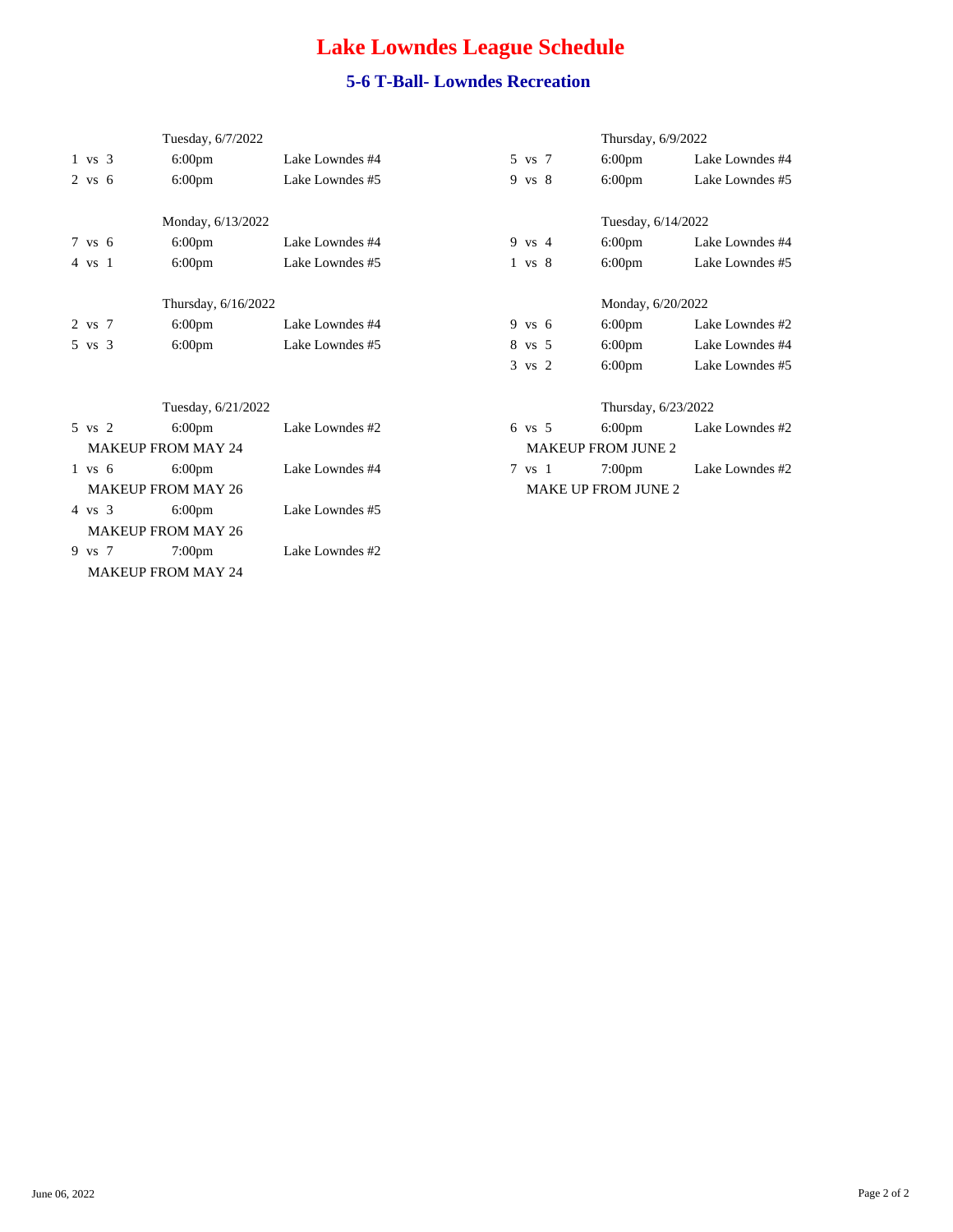# Lake Lowndes League Schedule

## 5-6 T-Ball- Lowndes Recreation

**Tuesday, 6/7/2022**

| | | |
|---|---|---|
| 1 vs 3 | 6:00pm | Lake Lowndes #4 |
| 2 vs 6 | 6:00pm | Lake Lowndes #5 |

**Thursday, 6/9/2022**

| | | |
|---|---|---|
| 5 vs 7 | 6:00pm | Lake Lowndes #4 |
| 9 vs 8 | 6:00pm | Lake Lowndes #5 |

**Monday, 6/13/2022**

| | | |
|---|---|---|
| 7 vs 6 | 6:00pm | Lake Lowndes #4 |
| 4 vs 1 | 6:00pm | Lake Lowndes #5 |

**Tuesday, 6/14/2022**

| | | |
|---|---|---|
| 9 vs 4 | 6:00pm | Lake Lowndes #4 |
| 1 vs 8 | 6:00pm | Lake Lowndes #5 |

**Thursday, 6/16/2022**

| | | |
|---|---|---|
| 2 vs 7 | 6:00pm | Lake Lowndes #4 |
| 5 vs 3 | 6:00pm | Lake Lowndes #5 |

**Monday, 6/20/2022**

| | | |
|---|---|---|
| 9 vs 6 | 6:00pm | Lake Lowndes #2 |
| 8 vs 5 | 6:00pm | Lake Lowndes #4 |
| 3 vs 2 | 6:00pm | Lake Lowndes #5 |

**Tuesday, 6/21/2022**

| | | |
|---|---|---|
| 5 vs 2 | 6:00pm | Lake Lowndes #2 |
| MAKEUP FROM MAY 24 | | |
| 1 vs 6 | 6:00pm | Lake Lowndes #4 |
| MAKEUP FROM MAY 26 | | |
| 4 vs 3 | 6:00pm | Lake Lowndes #5 |
| MAKEUP FROM MAY 26 | | |
| 9 vs 7 | 7:00pm | Lake Lowndes #2 |
| MAKEUP FROM MAY 24 | | |

**Thursday, 6/23/2022**

| | | |
|---|---|---|
| 6 vs 5 | 6:00pm | Lake Lowndes #2 |
| MAKEUP FROM JUNE 2 | | |
| 7 vs 1 | 7:00pm | Lake Lowndes #2 |
| MAKE UP FROM JUNE 2 | | |

June 06, 2022